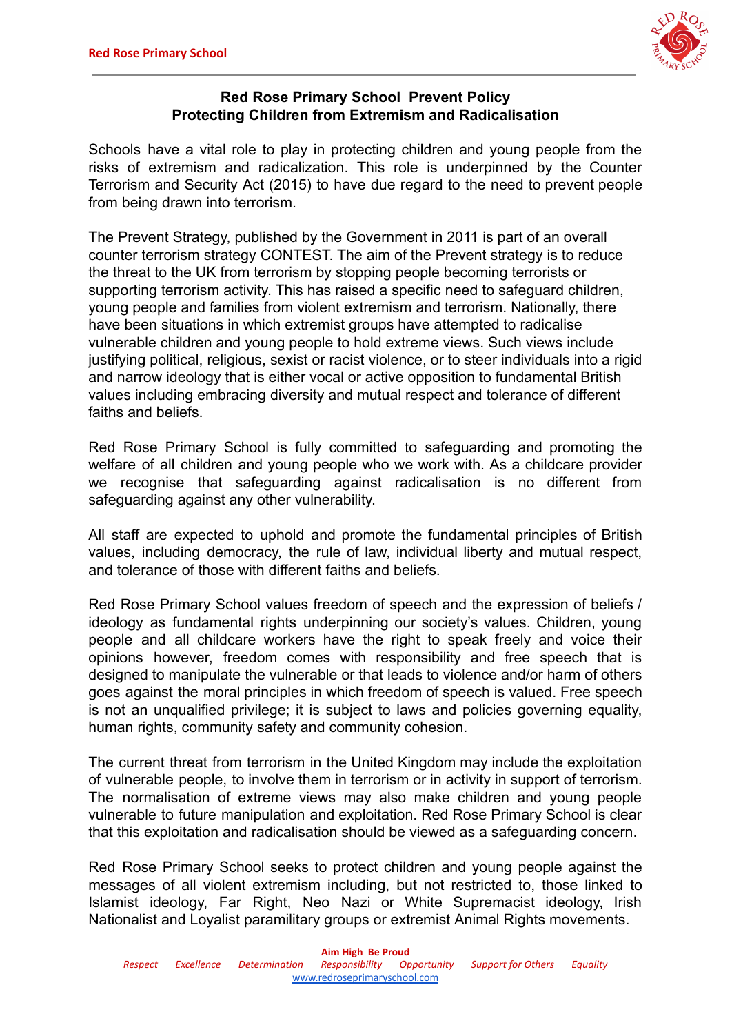# Red Rose Primary School Prevent Policy
## Protecting Children from Extremism and Radicalisation

Schools have a vital role to play in protecting children and young people from the risks of extremism and radicalization. This role is underpinned by the Counter Terrorism and Security Act (2015) to have due regard to the need to prevent people from being drawn into terrorism.

The Prevent Strategy, published by the Government in 2011 is part of an overall counter terrorism strategy CONTEST. The aim of the Prevent strategy is to reduce the threat to the UK from terrorism by stopping people becoming terrorists or supporting terrorism activity. This has raised a specific need to safeguard children, young people and families from violent extremism and terrorism. Nationally, there have been situations in which extremist groups have attempted to radicalise vulnerable children and young people to hold extreme views. Such views include justifying political, religious, sexist or racist violence, or to steer individuals into a rigid and narrow ideology that is either vocal or active opposition to fundamental British values including embracing diversity and mutual respect and tolerance of different faiths and beliefs.

Red Rose Primary School is fully committed to safeguarding and promoting the welfare of all children and young people who we work with. As a childcare provider we recognise that safeguarding against radicalisation is no different from safeguarding against any other vulnerability.

All staff are expected to uphold and promote the fundamental principles of British values, including democracy, the rule of law, individual liberty and mutual respect, and tolerance of those with different faiths and beliefs.

Red Rose Primary School values freedom of speech and the expression of beliefs / ideology as fundamental rights underpinning our society's values. Children, young people and all childcare workers have the right to speak freely and voice their opinions however, freedom comes with responsibility and free speech that is designed to manipulate the vulnerable or that leads to violence and/or harm of others goes against the moral principles in which freedom of speech is valued. Free speech is not an unqualified privilege; it is subject to laws and policies governing equality, human rights, community safety and community cohesion.

The current threat from terrorism in the United Kingdom may include the exploitation of vulnerable people, to involve them in terrorism or in activity in support of terrorism. The normalisation of extreme views may also make children and young people vulnerable to future manipulation and exploitation. Red Rose Primary School is clear that this exploitation and radicalisation should be viewed as a safeguarding concern.

Red Rose Primary School seeks to protect children and young people against the messages of all violent extremism including, but not restricted to, those linked to Islamist ideology, Far Right, Neo Nazi or White Supremacist ideology, Irish Nationalist and Loyalist paramilitary groups or extremist Animal Rights movements.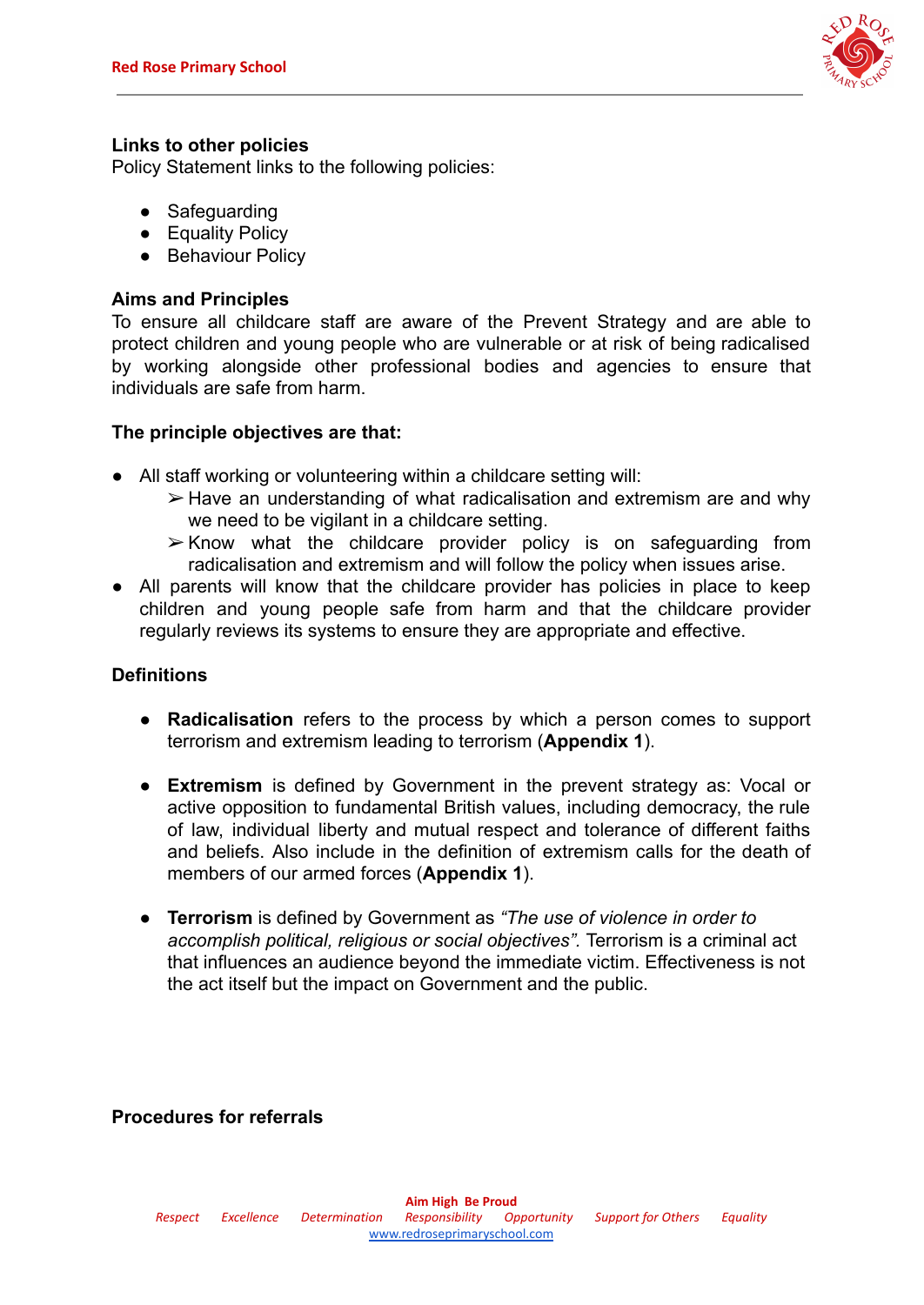**Links to other policies**
Policy Statement links to the following policies:

- Safeguarding
- Equality Policy
- Behaviour Policy

**Aims and Principles**
To ensure all childcare staff are aware of the Prevent Strategy and are able to protect children and young people who are vulnerable or at risk of being radicalised by working alongside other professional bodies and agencies to ensure that individuals are safe from harm.

**The principle objectives are that:**

- All staff working or volunteering within a childcare setting will:
  - ➢ Have an understanding of what radicalisation and extremism are and why we need to be vigilant in a childcare setting.
  - ➢ Know what the childcare provider policy is on safeguarding from radicalisation and extremism and will follow the policy when issues arise.
- All parents will know that the childcare provider has policies in place to keep children and young people safe from harm and that the childcare provider regularly reviews its systems to ensure they are appropriate and effective.

**Definitions**

- **Radicalisation** refers to the process by which a person comes to support terrorism and extremism leading to terrorism (**Appendix 1**).

- **Extremism** is defined by Government in the prevent strategy as: Vocal or active opposition to fundamental British values, including democracy, the rule of law, individual liberty and mutual respect and tolerance of different faiths and beliefs. Also include in the definition of extremism calls for the death of members of our armed forces (**Appendix 1**).

- **Terrorism** is defined by Government as *"The use of violence in order to accomplish political, religious or social objectives".* Terrorism is a criminal act that influences an audience beyond the immediate victim. Effectiveness is not the act itself but the impact on Government and the public.

**Procedures for referrals**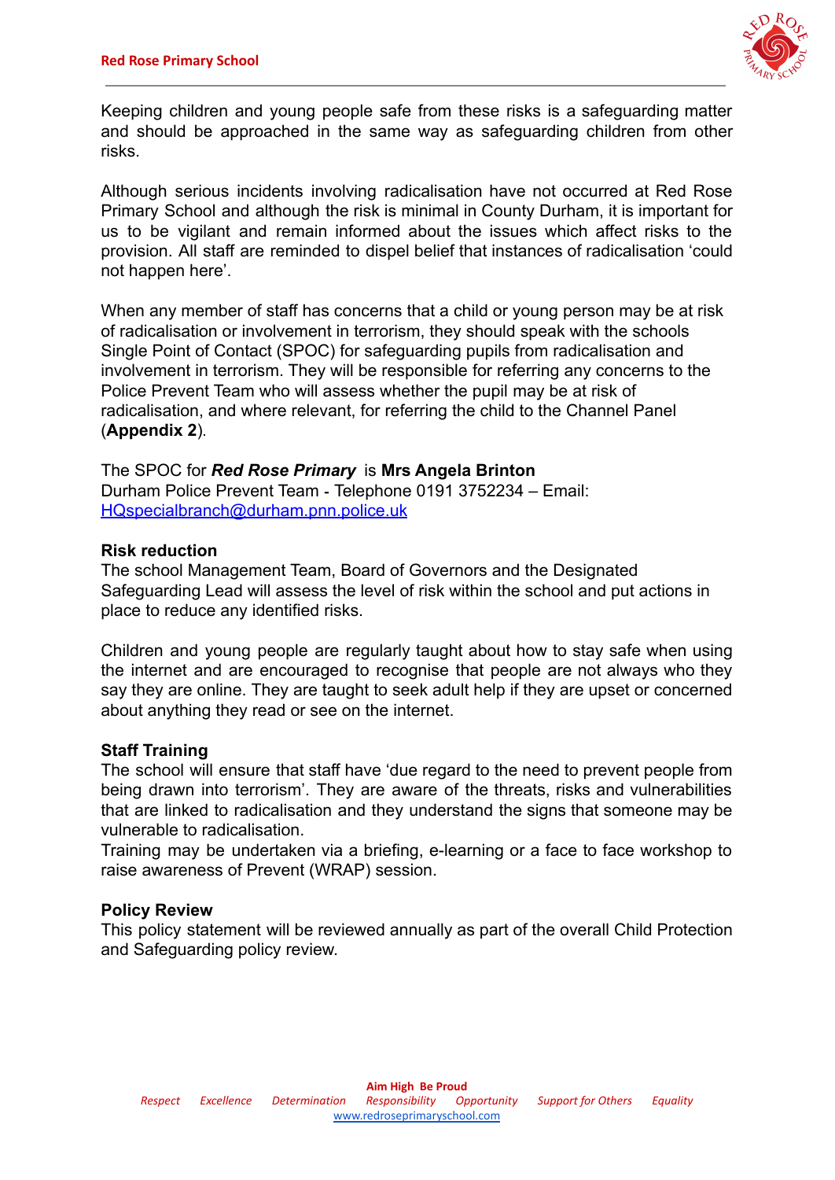Keeping children and young people safe from these risks is a safeguarding matter and should be approached in the same way as safeguarding children from other risks.

Although serious incidents involving radicalisation have not occurred at Red Rose Primary School and although the risk is minimal in County Durham, it is important for us to be vigilant and remain informed about the issues which affect risks to the provision. All staff are reminded to dispel belief that instances of radicalisation 'could not happen here'.

When any member of staff has concerns that a child or young person may be at risk of radicalisation or involvement in terrorism, they should speak with the schools Single Point of Contact (SPOC) for safeguarding pupils from radicalisation and involvement in terrorism. They will be responsible for referring any concerns to the Police Prevent Team who will assess whether the pupil may be at risk of radicalisation, and where relevant, for referring the child to the Channel Panel (**Appendix 2**).

The SPOC for ***Red Rose Primary*** is **Mrs Angela Brinton**
Durham Police Prevent Team - Telephone 0191 3752234 – Email: [HQspecialbranch@durham.pnn.police.uk](mailto:HQspecialbranch@durham.pnn.police.uk)

**Risk reduction**
The school Management Team, Board of Governors and the Designated Safeguarding Lead will assess the level of risk within the school and put actions in place to reduce any identified risks.

Children and young people are regularly taught about how to stay safe when using the internet and are encouraged to recognise that people are not always who they say they are online. They are taught to seek adult help if they are upset or concerned about anything they read or see on the internet.

**Staff Training**
The school will ensure that staff have 'due regard to the need to prevent people from being drawn into terrorism'. They are aware of the threats, risks and vulnerabilities that are linked to radicalisation and they understand the signs that someone may be vulnerable to radicalisation.
Training may be undertaken via a briefing, e-learning or a face to face workshop to raise awareness of Prevent (WRAP) session.

**Policy Review**
This policy statement will be reviewed annually as part of the overall Child Protection and Safeguarding policy review.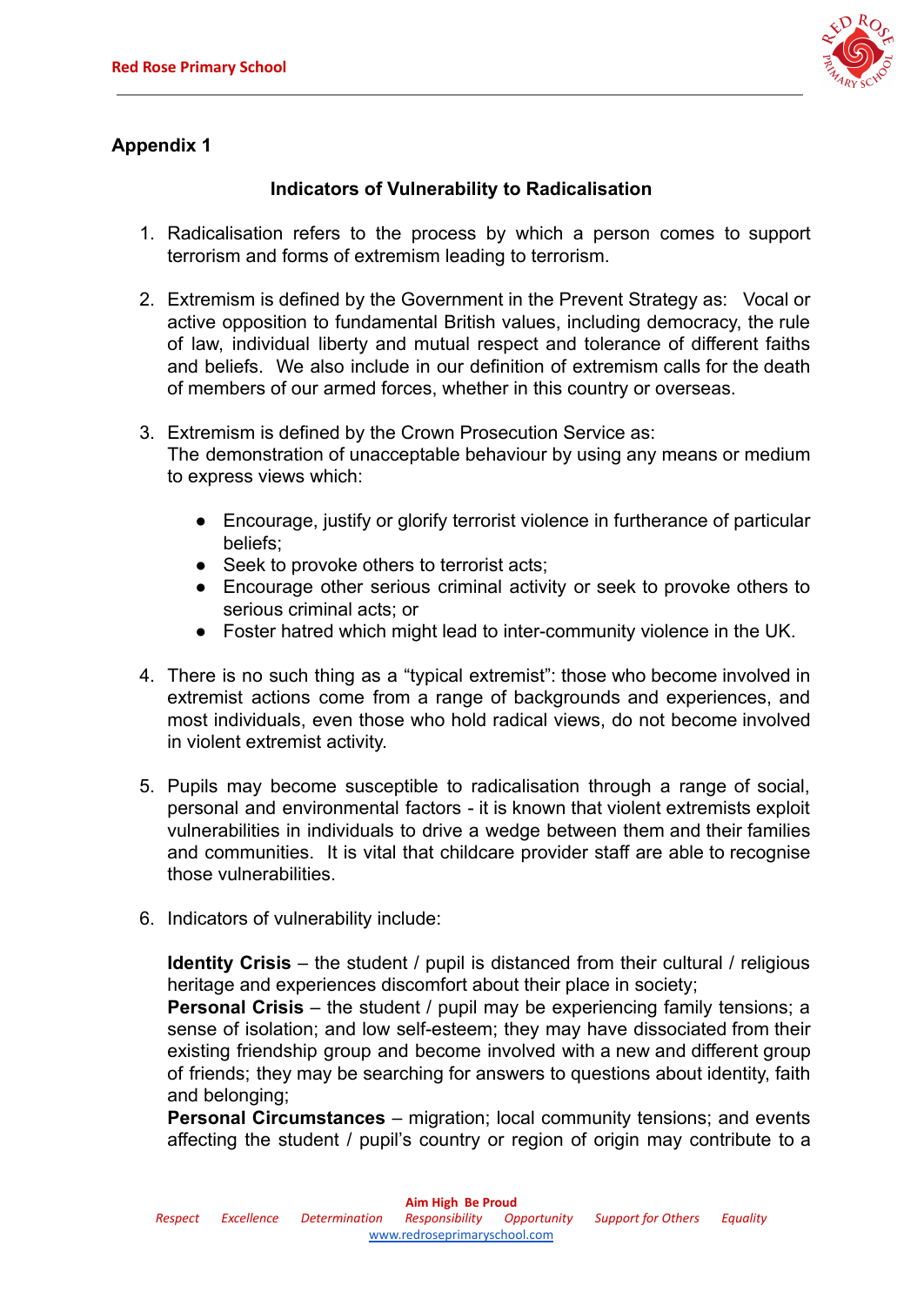## Appendix 1

### Indicators of Vulnerability to Radicalisation

1. Radicalisation refers to the process by which a person comes to support terrorism and forms of extremism leading to terrorism.

2. Extremism is defined by the Government in the Prevent Strategy as: Vocal or active opposition to fundamental British values, including democracy, the rule of law, individual liberty and mutual respect and tolerance of different faiths and beliefs. We also include in our definition of extremism calls for the death of members of our armed forces, whether in this country or overseas.

3. Extremism is defined by the Crown Prosecution Service as:
   The demonstration of unacceptable behaviour by using any means or medium to express views which:

   - Encourage, justify or glorify terrorist violence in furtherance of particular beliefs;
   - Seek to provoke others to terrorist acts;
   - Encourage other serious criminal activity or seek to provoke others to serious criminal acts; or
   - Foster hatred which might lead to inter-community violence in the UK.

4. There is no such thing as a "typical extremist": those who become involved in extremist actions come from a range of backgrounds and experiences, and most individuals, even those who hold radical views, do not become involved in violent extremist activity.

5. Pupils may become susceptible to radicalisation through a range of social, personal and environmental factors - it is known that violent extremists exploit vulnerabilities in individuals to drive a wedge between them and their families and communities. It is vital that childcare provider staff are able to recognise those vulnerabilities.

6. Indicators of vulnerability include:

   **Identity Crisis** – the student / pupil is distanced from their cultural / religious heritage and experiences discomfort about their place in society;
   **Personal Crisis** – the student / pupil may be experiencing family tensions; a sense of isolation; and low self-esteem; they may have dissociated from their existing friendship group and become involved with a new and different group of friends; they may be searching for answers to questions about identity, faith and belonging;
   **Personal Circumstances** – migration; local community tensions; and events affecting the student / pupil's country or region of origin may contribute to a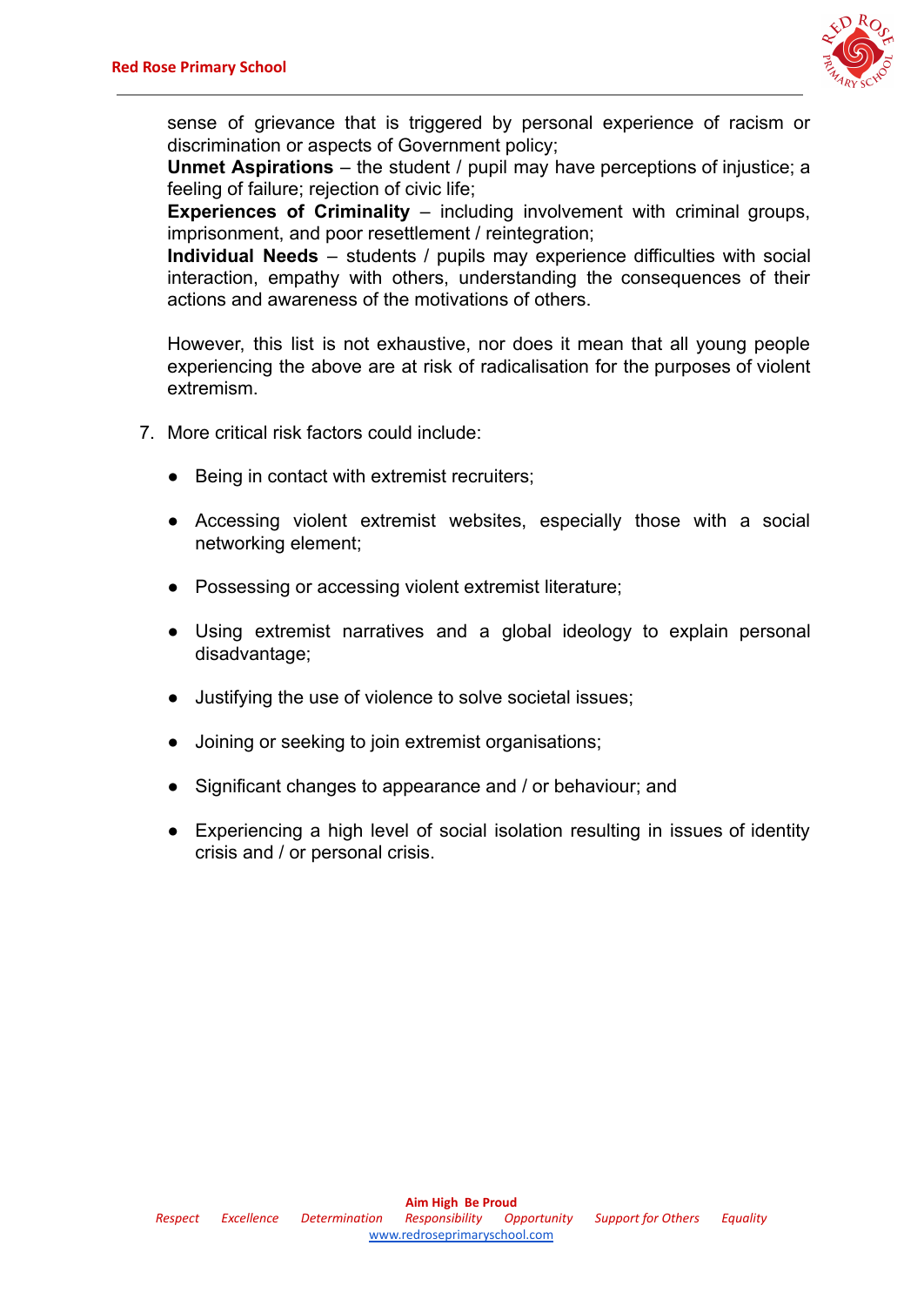sense of grievance that is triggered by personal experience of racism or discrimination or aspects of Government policy;

**Unmet Aspirations** – the student / pupil may have perceptions of injustice; a feeling of failure; rejection of civic life;

**Experiences of Criminality** – including involvement with criminal groups, imprisonment, and poor resettlement / reintegration;

**Individual Needs** – students / pupils may experience difficulties with social interaction, empathy with others, understanding the consequences of their actions and awareness of the motivations of others.

However, this list is not exhaustive, nor does it mean that all young people experiencing the above are at risk of radicalisation for the purposes of violent extremism.

7. More critical risk factors could include:

   - Being in contact with extremist recruiters;
   - Accessing violent extremist websites, especially those with a social networking element;
   - Possessing or accessing violent extremist literature;
   - Using extremist narratives and a global ideology to explain personal disadvantage;
   - Justifying the use of violence to solve societal issues;
   - Joining or seeking to join extremist organisations;
   - Significant changes to appearance and / or behaviour; and
   - Experiencing a high level of social isolation resulting in issues of identity crisis and / or personal crisis.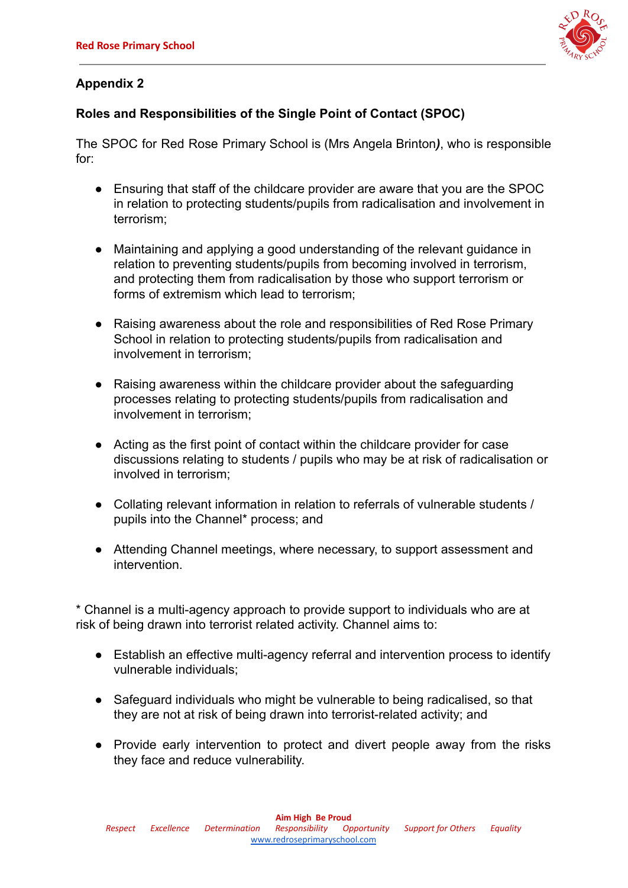## Appendix 2

### Roles and Responsibilities of the Single Point of Contact (SPOC)

The SPOC for Red Rose Primary School is (Mrs Angela Brinton***)***, who is responsible for:

- Ensuring that staff of the childcare provider are aware that you are the SPOC in relation to protecting students/pupils from radicalisation and involvement in terrorism;
- Maintaining and applying a good understanding of the relevant guidance in relation to preventing students/pupils from becoming involved in terrorism, and protecting them from radicalisation by those who support terrorism or forms of extremism which lead to terrorism;
- Raising awareness about the role and responsibilities of Red Rose Primary School in relation to protecting students/pupils from radicalisation and involvement in terrorism;
- Raising awareness within the childcare provider about the safeguarding processes relating to protecting students/pupils from radicalisation and involvement in terrorism;
- Acting as the first point of contact within the childcare provider for case discussions relating to students / pupils who may be at risk of radicalisation or involved in terrorism;
- Collating relevant information in relation to referrals of vulnerable students / pupils into the Channel* process; and
- Attending Channel meetings, where necessary, to support assessment and intervention.

* Channel is a multi-agency approach to provide support to individuals who are at risk of being drawn into terrorist related activity. Channel aims to:

- Establish an effective multi-agency referral and intervention process to identify vulnerable individuals;
- Safeguard individuals who might be vulnerable to being radicalised, so that they are not at risk of being drawn into terrorist-related activity; and
- Provide early intervention to protect and divert people away from the risks they face and reduce vulnerability.